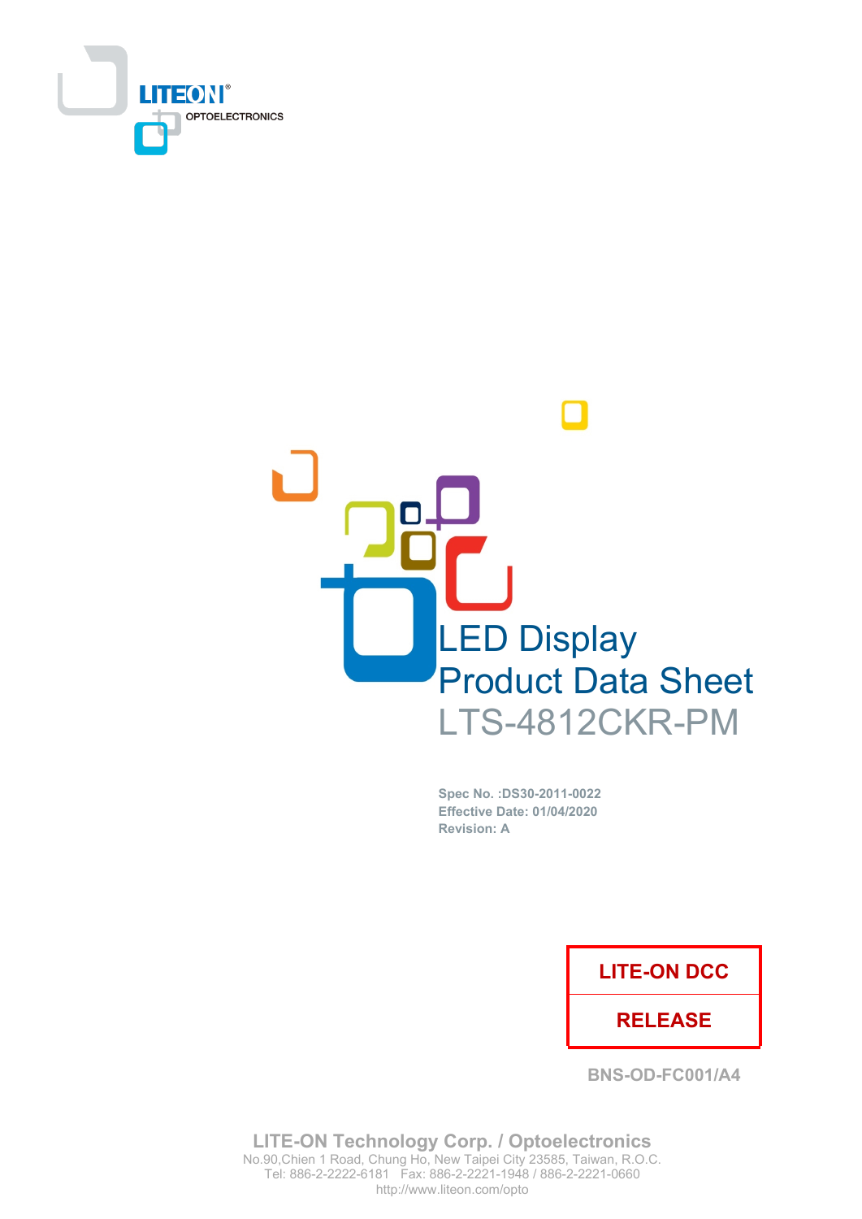LITEON®
OPTOELECTRONICS

# LED Display
# Product Data Sheet
# LTS-4812CKR-PM

**Spec No. :DS30-2011-0022**
**Effective Date: 01/04/2020**
**Revision: A**

| LITE-ON DCC |
|---|
| RELEASE |

BNS-OD-FC001/A4

**LITE-ON Technology Corp. / Optoelectronics**
No.90,Chien 1 Road, Chung Ho, New Taipei City 23585, Taiwan, R.O.C.
Tel: 886-2-2222-6181 Fax: 886-2-2221-1948 / 886-2-2221-0660
http://www.liteon.com/opto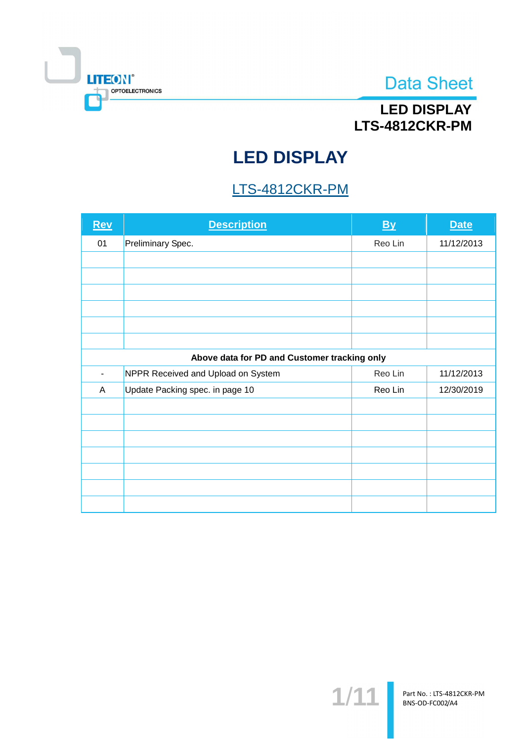# LED DISPLAY

## LTS-4812CKR-PM

| Rev | Description | By | Date |
|---|---|---|---|
| 01 | Preliminary Spec. | Reo Lin | 11/12/2013 |
| | | | |
| | | | |
| | | | |
| | | | |
| | | | |
| | | | |
| **Above data for PD and Customer tracking only** | | | |
| - | NPPR Received and Upload on System | Reo Lin | 11/12/2013 |
| A | Update Packing spec. in page 10 | Reo Lin | 12/30/2019 |
| | | | |
| | | | |
| | | | |
| | | | |
| | | | |
| | | | |
| | | | |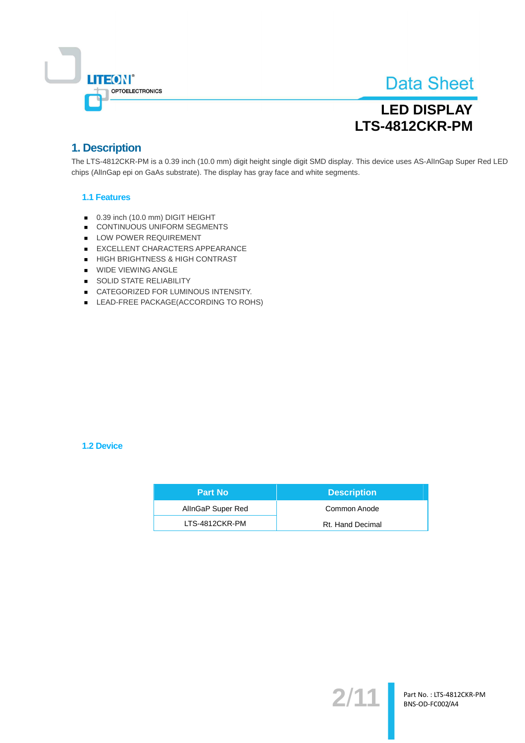## 1. Description

The LTS-4812CKR-PM is a 0.39 inch (10.0 mm) digit height single digit SMD display. This device uses AS-AlInGap Super Red LED chips (AlInGap epi on GaAs substrate). The display has gray face and white segments.

### 1.1 Features

- 0.39 inch (10.0 mm) DIGIT HEIGHT
- CONTINUOUS UNIFORM SEGMENTS
- LOW POWER REQUIREMENT
- EXCELLENT CHARACTERS APPEARANCE
- HIGH BRIGHTNESS & HIGH CONTRAST
- WIDE VIEWING ANGLE
- SOLID STATE RELIABILITY
- CATEGORIZED FOR LUMINOUS INTENSITY.
- LEAD-FREE PACKAGE(ACCORDING TO ROHS)

### 1.2 Device

| Part No | Description |
|---|---|
| AlInGaP Super Red | Common Anode |
| LTS-4812CKR-PM | Rt. Hand Decimal |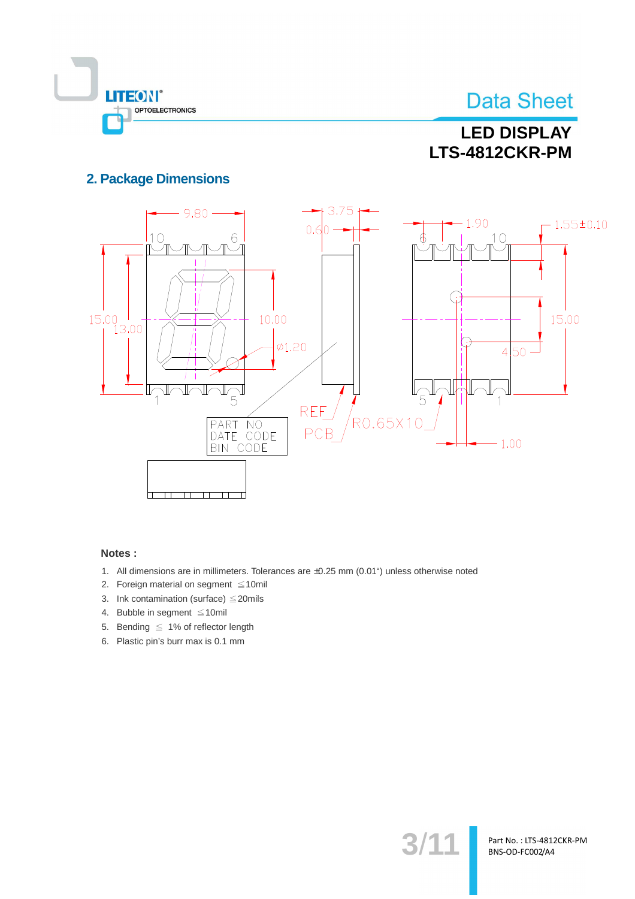## 2. Package Dimensions

**Notes :**

1. All dimensions are in millimeters. Tolerances are ±0.25 mm (0.01") unless otherwise noted
2. Foreign material on segment ≦10mil
3. Ink contamination (surface) ≦20mils
4. Bubble in segment ≦10mil
5. Bending ≦ 1% of reflector length
6. Plastic pin's burr max is 0.1 mm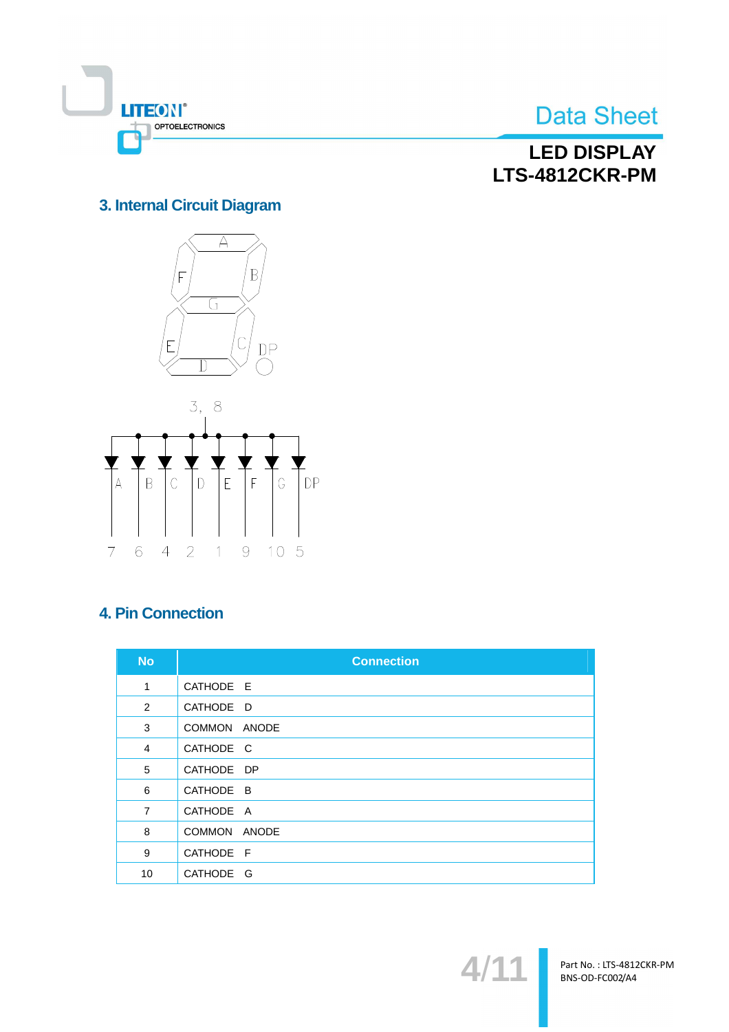## 3. Internal Circuit Diagram

## 4. Pin Connection

| No | Connection |
|---|---|
| 1 | CATHODE E |
| 2 | CATHODE D |
| 3 | COMMON ANODE |
| 4 | CATHODE C |
| 5 | CATHODE DP |
| 6 | CATHODE B |
| 7 | CATHODE A |
| 8 | COMMON ANODE |
| 9 | CATHODE F |
| 10 | CATHODE G |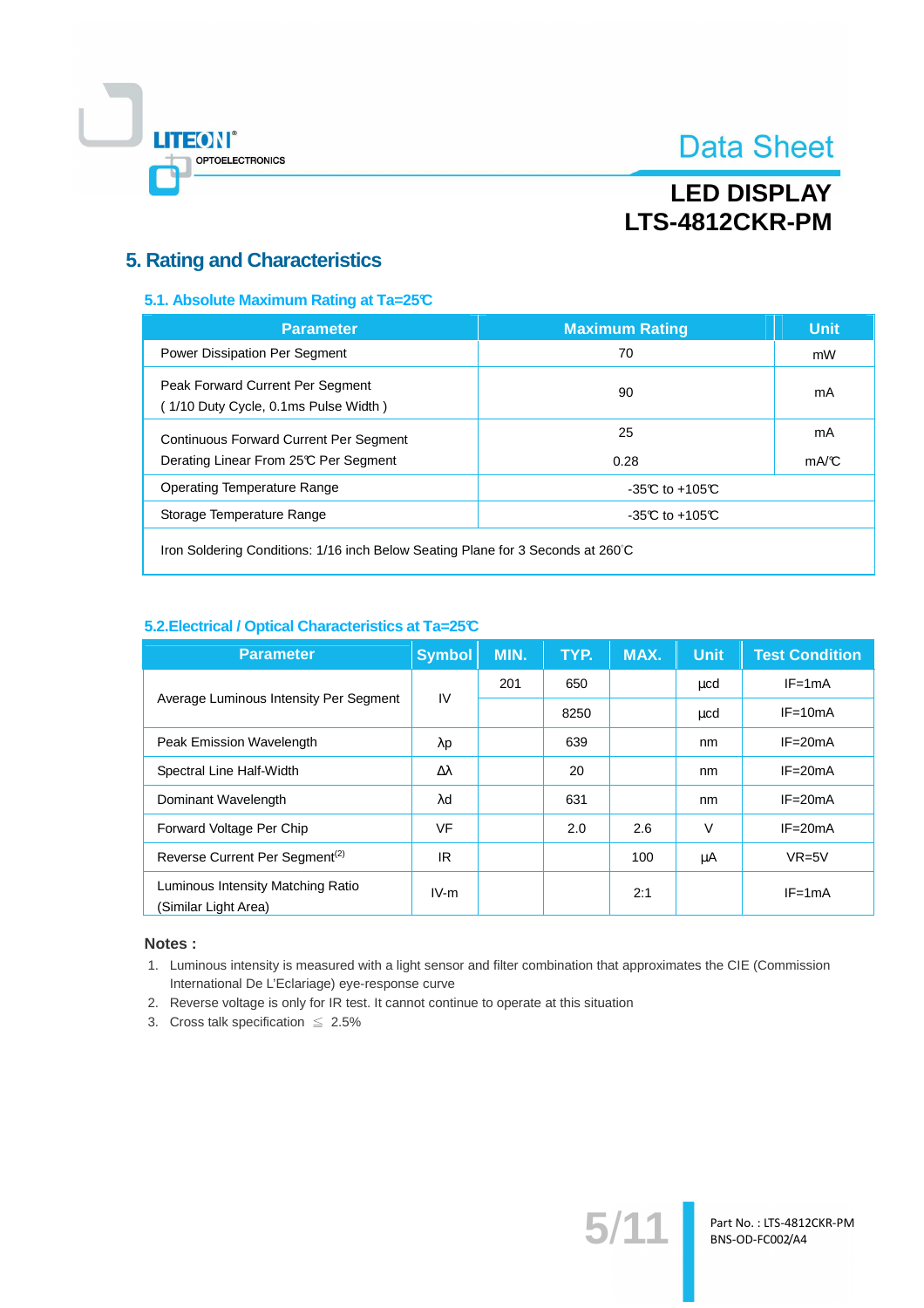# 5. Rating and Characteristics

## 5.1. Absolute Maximum Rating at Ta=25℃

| Parameter | Maximum Rating | Unit |
|---|---|---|
| Power Dissipation Per Segment | 70 | mW |
| Peak Forward Current Per Segment ( 1/10 Duty Cycle, 0.1ms Pulse Width ) | 90 | mA |
| Continuous Forward Current Per Segment | 25 | mA |
| Derating Linear From 25℃ Per Segment | 0.28 | mA/℃ |
| Operating Temperature Range | -35℃ to +105℃ | |
| Storage Temperature Range | -35℃ to +105℃ | |
| Iron Soldering Conditions: 1/16 inch Below Seating Plane for 3 Seconds at 260°C | | |

## 5.2.Electrical / Optical Characteristics at Ta=25℃

| Parameter | Symbol | MIN. | TYP. | MAX. | Unit | Test Condition |
|---|---|---|---|---|---|---|
| Average Luminous Intensity Per Segment | IV | 201 | 650 | | μcd | IF=1mA |
| | | | 8250 | | μcd | IF=10mA |
| Peak Emission Wavelength | λp | | 639 | | nm | IF=20mA |
| Spectral Line Half-Width | Δλ | | 20 | | nm | IF=20mA |
| Dominant Wavelength | λd | | 631 | | nm | IF=20mA |
| Forward Voltage Per Chip | VF | | 2.0 | 2.6 | V | IF=20mA |
| Reverse Current Per Segment[2] | IR | | | 100 | μA | VR=5V |
| Luminous Intensity Matching Ratio (Similar Light Area) | IV-m | | | 2:1 | | IF=1mA |

**Notes :**

1. Luminous intensity is measured with a light sensor and filter combination that approximates the CIE (Commission International De L'Eclariage) eye-response curve
2. Reverse voltage is only for IR test. It cannot continue to operate at this situation
3. Cross talk specification ≦ 2.5%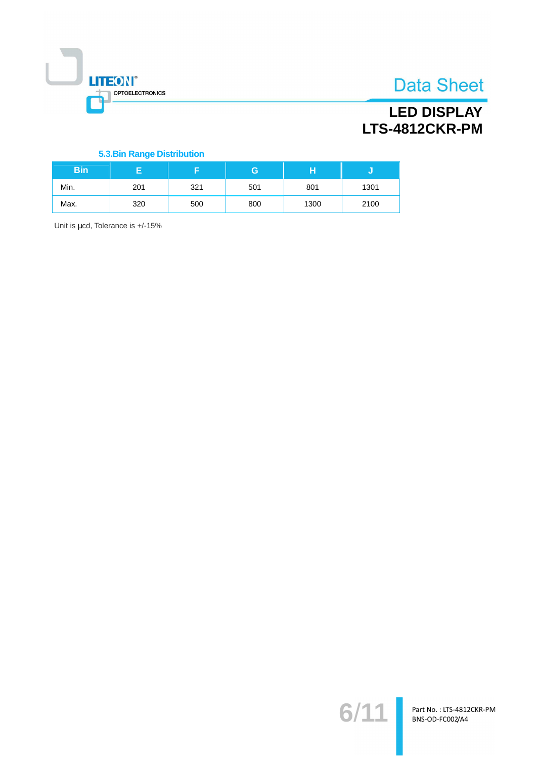### 5.3.Bin Range Distribution

| Bin | E | F | G | H | J |
|---|---|---|---|---|---|
| Min. | 201 | 321 | 501 | 801 | 1301 |
| Max. | 320 | 500 | 800 | 1300 | 2100 |

Unit is μcd, Tolerance is +/-15%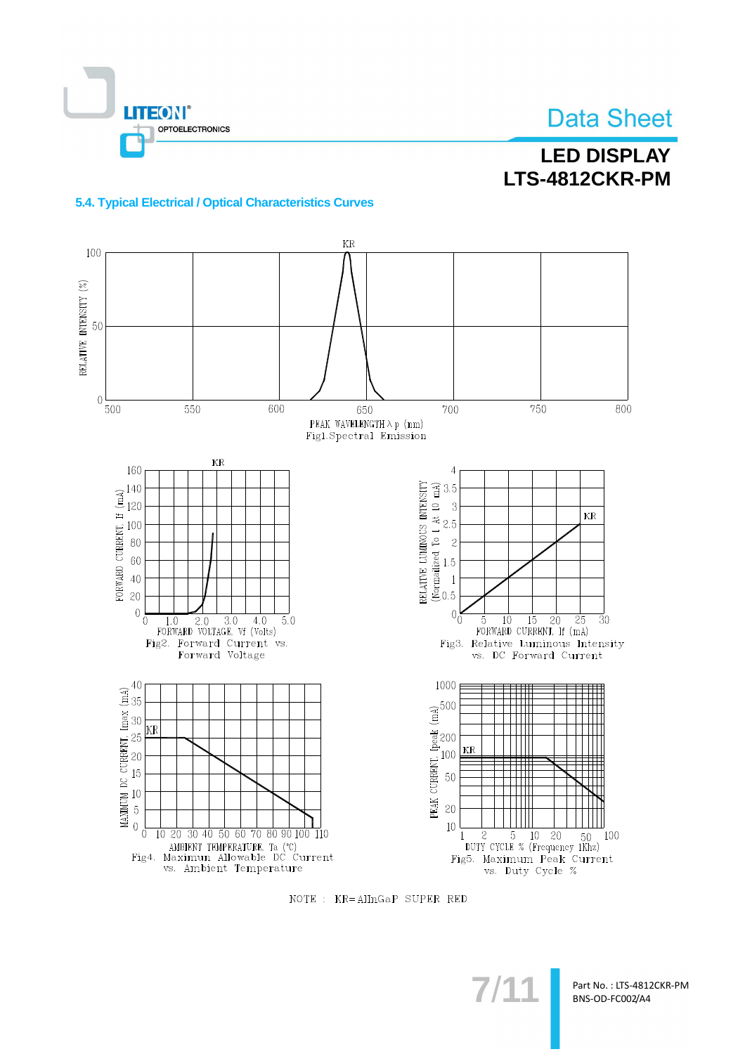## 5.4. Typical Electrical / Optical Characteristics Curves

Fig1. Spectral Emission

Fig2. Forward Current vs. Forward Voltage

Fig3. Relative Luminous Intensity vs. DC Forward Current

Fig4. Maximum Allowable DC Current vs. Ambient Temperature

Fig5. Maximum Peak Current vs. Duty Cycle %

NOTE : KR=AlInGaP SUPER RED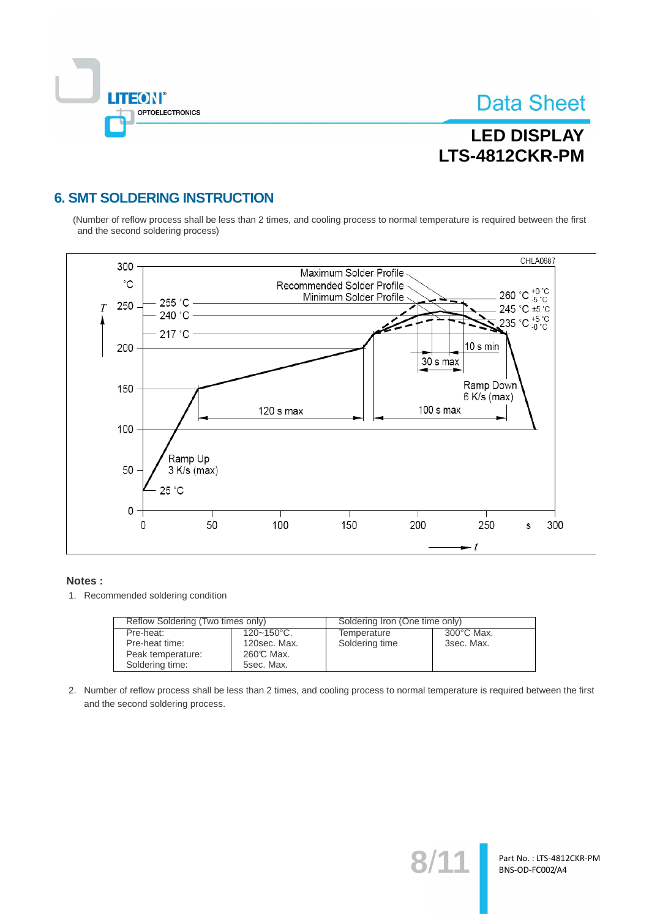## 6. SMT SOLDERING INSTRUCTION

(Number of reflow process shall be less than 2 times, and cooling process to normal temperature is required between the first and the second soldering process)

**Notes :**

1. Recommended soldering condition

| Reflow Soldering (Two times only) | | Soldering Iron (One time only) | |
|---|---|---|---|
| Pre-heat:<br>Pre-heat time:<br>Peak temperature:<br>Soldering time: | 120~150°C.<br>120sec. Max.<br>260℃ Max.<br>5sec. Max. | Temperature<br>Soldering time | 300°C Max.<br>3sec. Max. |

2. Number of reflow process shall be less than 2 times, and cooling process to normal temperature is required between the first and the second soldering process.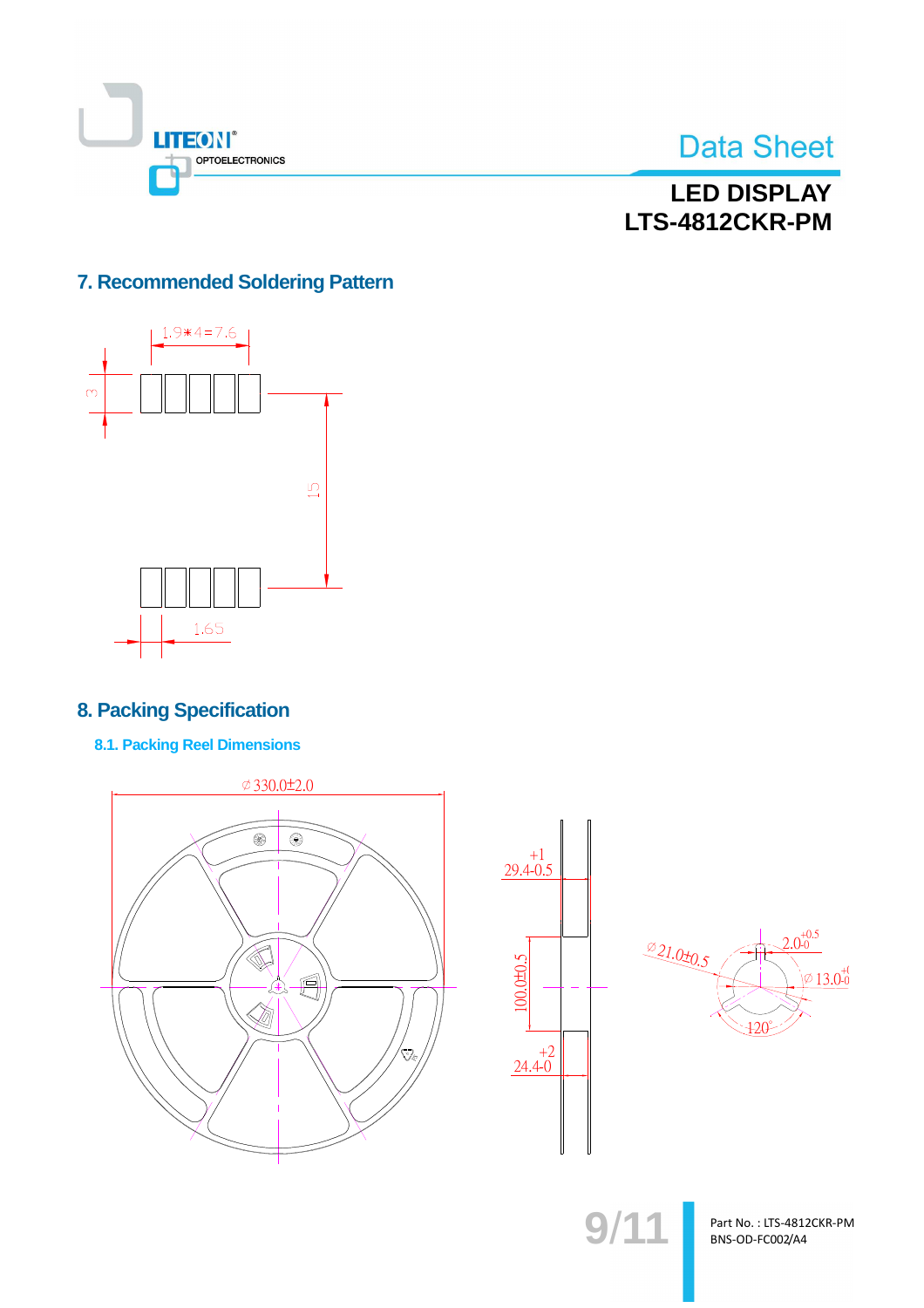## 7. Recommended Soldering Pattern

1.9∗4=7.6

3

15

1.65

## 8. Packing Specification

### 8.1. Packing Reel Dimensions

∅ 330.0±2.0

$29.4^{+1}_{-0.5}$

100.0±0.5

$24.4^{+2}_{-0}$

∅ 21.0±0.5

$2.0^{+0.5}_{-0}$

∅ 13.0

120°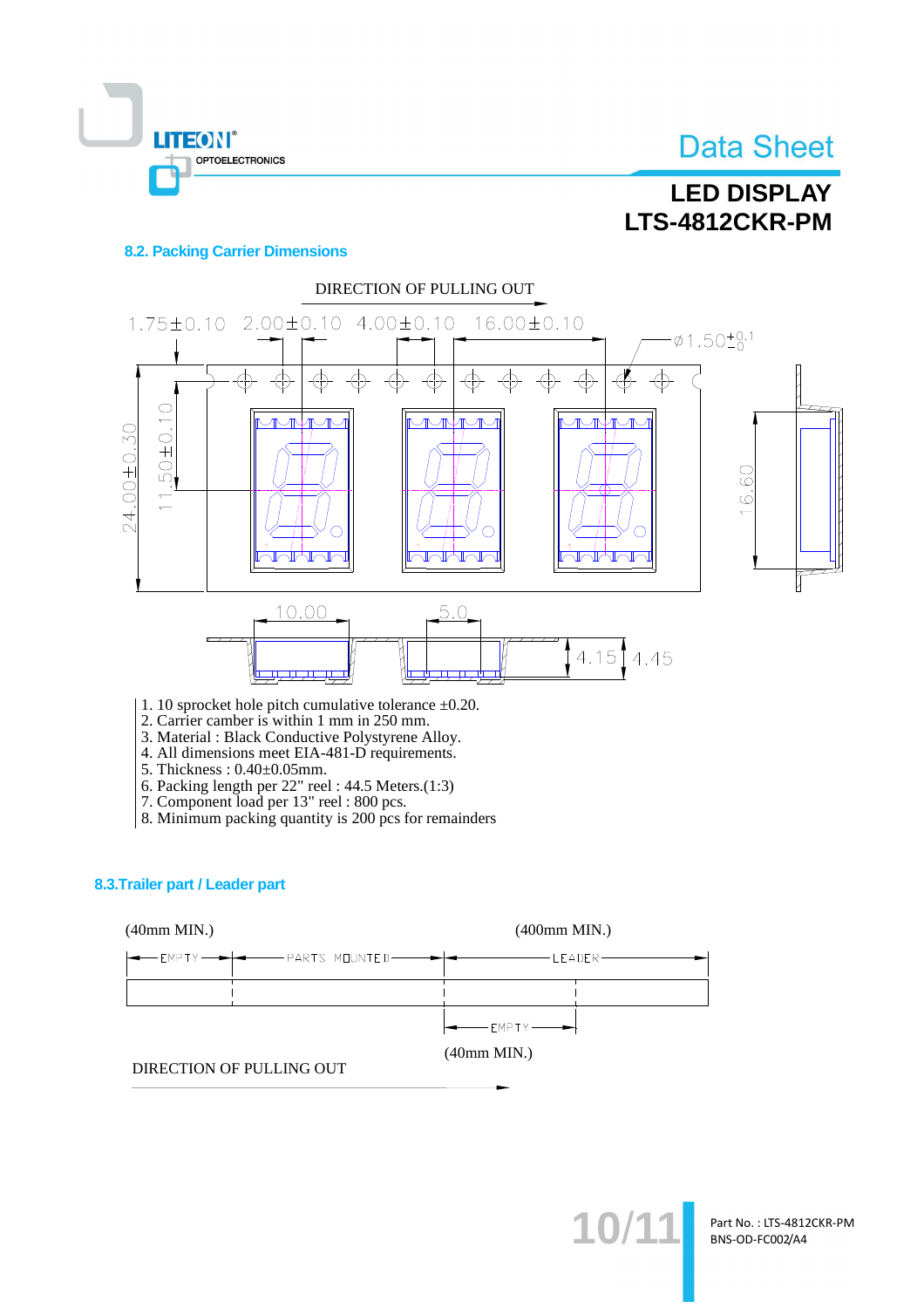## 8.2. Packing Carrier Dimensions

DIRECTION OF PULLING OUT

1.75±0.10 2.00±0.10 4.00±0.10 16.00±0.10 ø1.50$^{+0.1}_{-0}$

24.00±0.30 11.50±0.10 16.60

10.00 5.0 4.15 4.45

1. 10 sprocket hole pitch cumulative tolerance ±0.20.
2. Carrier camber is within 1 mm in 250 mm.
3. Material : Black Conductive Polystyrene Alloy.
4. All dimensions meet EIA-481-D requirements.
5. Thickness : 0.40±0.05mm.
6. Packing length per 22" reel : 44.5 Meters.(1:3)
7. Component load per 13" reel : 800 pcs.
8. Minimum packing quantity is 200 pcs for remainders

## 8.3.Trailer part / Leader part

(40mm MIN.) (400mm MIN.)

EMPTY PARTS MOUNTED LEADER

EMPTY

(40mm MIN.)

DIRECTION OF PULLING OUT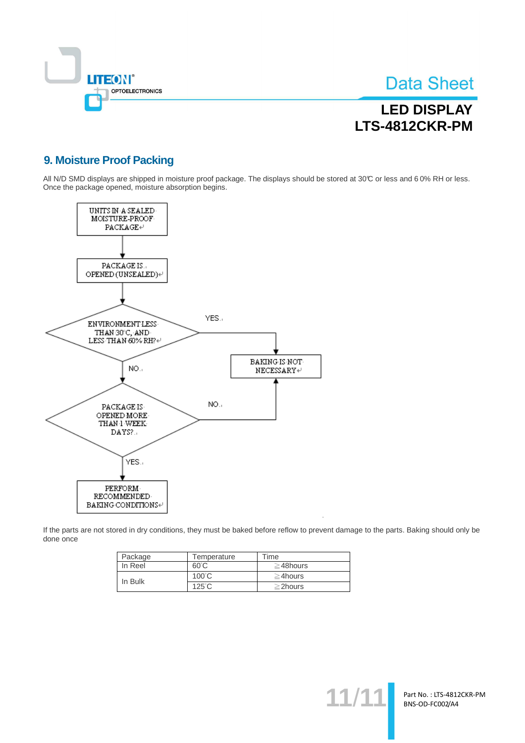## 9. Moisture Proof Packing

All N/D SMD displays are shipped in moisture proof package. The displays should be stored at 30℃ or less and 6 0% RH or less. Once the package opened, moisture absorption begins.

UNITS IN A SEALED MOISTURE-PROOF PACKAGE

PACKAGE IS OPENED (UNSEALED)

ENVIRONMENT LESS THAN 30°C, AND LESS THAN 60% RH?

YES

BAKING IS NOT NECESSARY

NO

PACKAGE IS OPENED MORE THAN 1 WEEK DAYS?

NO

YES

PERFORM RECOMMENDED BAKING CONDITIONS

If the parts are not stored in dry conditions, they must be baked before reflow to prevent damage to the parts. Baking should only be done once

| Package | Temperature | Time |
|---|---|---|
| In Reel | 60°C | ≧48hours |
| In Bulk | 100°C | ≧4hours |
| | 125°C | ≧2hours |